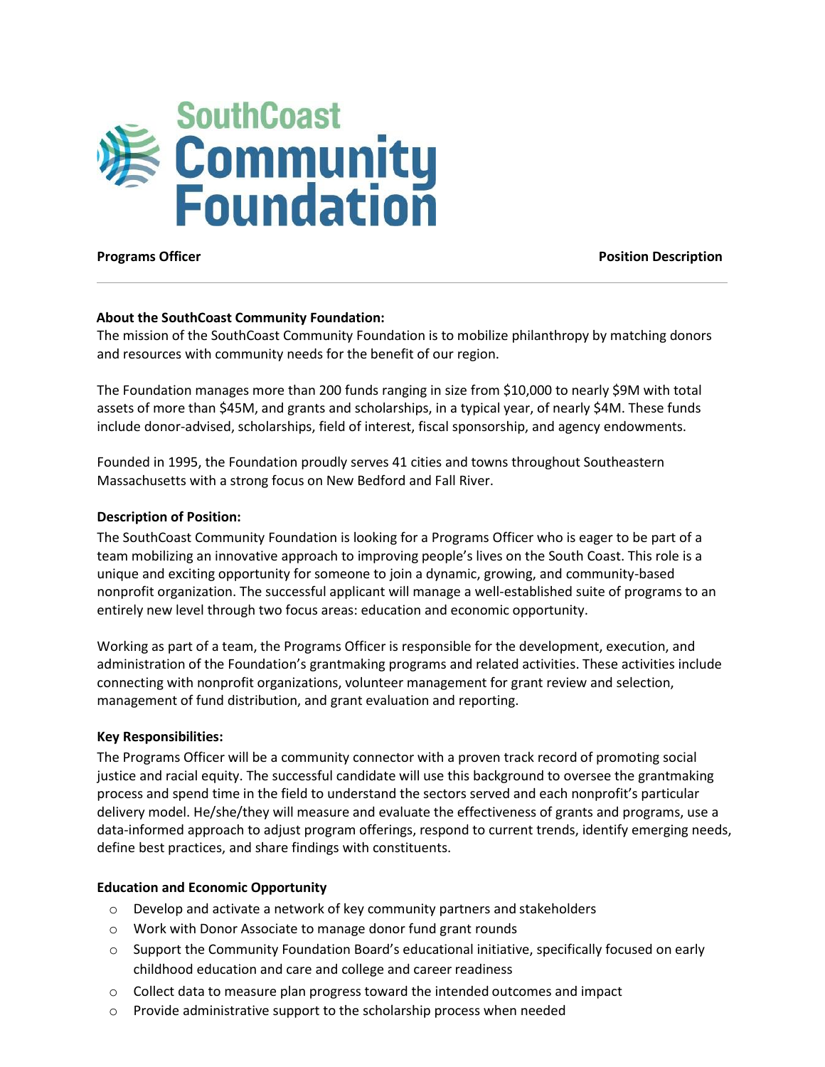# SouthCoast Community Foundation

**Programs Officer** **Position Description**

---

**About the SouthCoast Community Foundation:**

The mission of the SouthCoast Community Foundation is to mobilize philanthropy by matching donors and resources with community needs for the benefit of our region.

The Foundation manages more than 200 funds ranging in size from $10,000 to nearly $9M with total assets of more than $45M, and grants and scholarships, in a typical year, of nearly $4M. These funds include donor-advised, scholarships, field of interest, fiscal sponsorship, and agency endowments.

Founded in 1995, the Foundation proudly serves 41 cities and towns throughout Southeastern Massachusetts with a strong focus on New Bedford and Fall River.

**Description of Position:**

The SouthCoast Community Foundation is looking for a Programs Officer who is eager to be part of a team mobilizing an innovative approach to improving people's lives on the South Coast. This role is a unique and exciting opportunity for someone to join a dynamic, growing, and community-based nonprofit organization. The successful applicant will manage a well-established suite of programs to an entirely new level through two focus areas: education and economic opportunity.

Working as part of a team, the Programs Officer is responsible for the development, execution, and administration of the Foundation's grantmaking programs and related activities. These activities include connecting with nonprofit organizations, volunteer management for grant review and selection, management of fund distribution, and grant evaluation and reporting.

**Key Responsibilities:**

The Programs Officer will be a community connector with a proven track record of promoting social justice and racial equity. The successful candidate will use this background to oversee the grantmaking process and spend time in the field to understand the sectors served and each nonprofit's particular delivery model. He/she/they will measure and evaluate the effectiveness of grants and programs, use a data-informed approach to adjust program offerings, respond to current trends, identify emerging needs, define best practices, and share findings with constituents.

**Education and Economic Opportunity**

- Develop and activate a network of key community partners and stakeholders
- Work with Donor Associate to manage donor fund grant rounds
- Support the Community Foundation Board's educational initiative, specifically focused on early childhood education and care and college and career readiness
- Collect data to measure plan progress toward the intended outcomes and impact
- Provide administrative support to the scholarship process when needed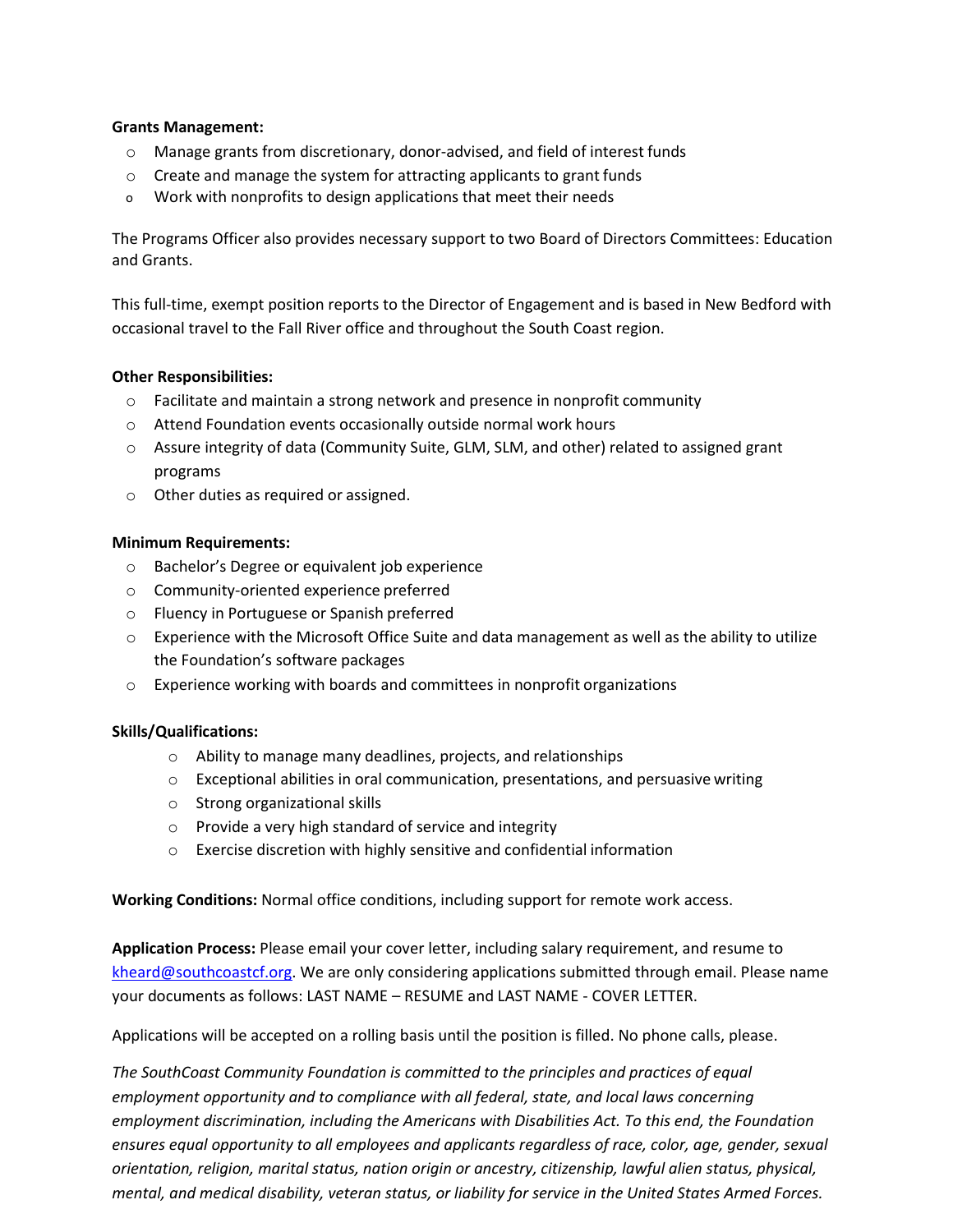**Grants Management:**

- Manage grants from discretionary, donor-advised, and field of interest funds
- Create and manage the system for attracting applicants to grant funds
- Work with nonprofits to design applications that meet their needs

The Programs Officer also provides necessary support to two Board of Directors Committees: Education and Grants.

This full-time, exempt position reports to the Director of Engagement and is based in New Bedford with occasional travel to the Fall River office and throughout the South Coast region.

**Other Responsibilities:**

- Facilitate and maintain a strong network and presence in nonprofit community
- Attend Foundation events occasionally outside normal work hours
- Assure integrity of data (Community Suite, GLM, SLM, and other) related to assigned grant programs
- Other duties as required or assigned.

**Minimum Requirements:**

- Bachelor's Degree or equivalent job experience
- Community-oriented experience preferred
- Fluency in Portuguese or Spanish preferred
- Experience with the Microsoft Office Suite and data management as well as the ability to utilize the Foundation's software packages
- Experience working with boards and committees in nonprofit organizations

**Skills/Qualifications:**

- Ability to manage many deadlines, projects, and relationships
- Exceptional abilities in oral communication, presentations, and persuasive writing
- Strong organizational skills
- Provide a very high standard of service and integrity
- Exercise discretion with highly sensitive and confidential information

**Working Conditions:** Normal office conditions, including support for remote work access.

**Application Process:** Please email your cover letter, including salary requirement, and resume to [kheard@southcoastcf.org](mailto:kheard@southcoastcf.org). We are only considering applications submitted through email. Please name your documents as follows: LAST NAME – RESUME and LAST NAME - COVER LETTER.

Applications will be accepted on a rolling basis until the position is filled. No phone calls, please.

*The SouthCoast Community Foundation is committed to the principles and practices of equal employment opportunity and to compliance with all federal, state, and local laws concerning employment discrimination, including the Americans with Disabilities Act. To this end, the Foundation ensures equal opportunity to all employees and applicants regardless of race, color, age, gender, sexual orientation, religion, marital status, nation origin or ancestry, citizenship, lawful alien status, physical, mental, and medical disability, veteran status, or liability for service in the United States Armed Forces.*